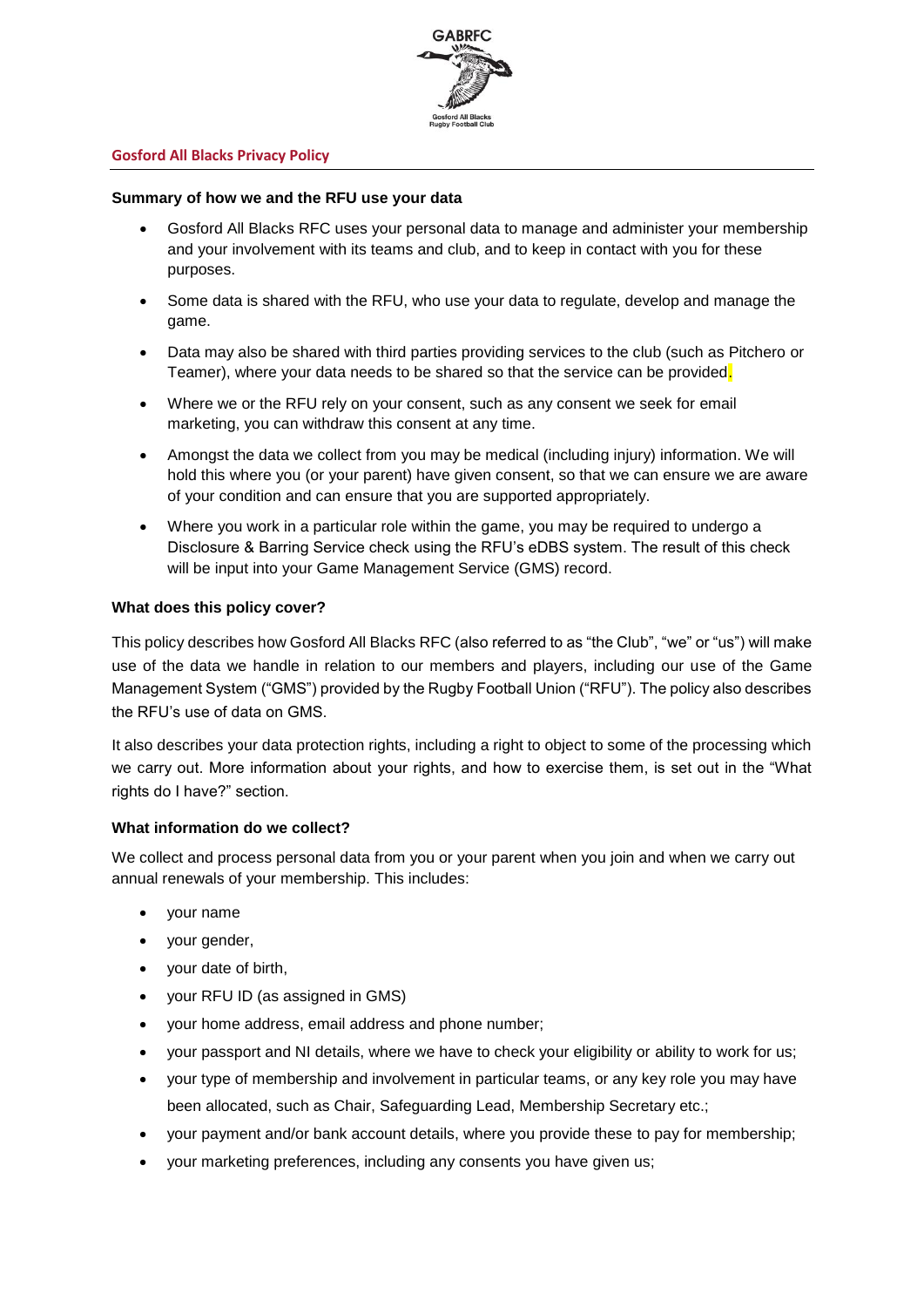GABRFC

Gosford All Blacks Rugby Football Club

## Gosford All Blacks Privacy Policy

**Summary of how we and the RFU use your data**

- Gosford All Blacks RFC uses your personal data to manage and administer your membership and your involvement with its teams and club, and to keep in contact with you for these purposes.
- Some data is shared with the RFU, who use your data to regulate, develop and manage the game.
- Data may also be shared with third parties providing services to the club (such as Pitchero or Teamer), where your data needs to be shared so that the service can be provided.
- Where we or the RFU rely on your consent, such as any consent we seek for email marketing, you can withdraw this consent at any time.
- Amongst the data we collect from you may be medical (including injury) information. We will hold this where you (or your parent) have given consent, so that we can ensure we are aware of your condition and can ensure that you are supported appropriately.
- Where you work in a particular role within the game, you may be required to undergo a Disclosure & Barring Service check using the RFU's eDBS system. The result of this check will be input into your Game Management Service (GMS) record.

**What does this policy cover?**

This policy describes how Gosford All Blacks RFC (also referred to as "the Club", "we" or "us") will make use of the data we handle in relation to our members and players, including our use of the Game Management System ("GMS") provided by the Rugby Football Union ("RFU"). The policy also describes the RFU's use of data on GMS.

It also describes your data protection rights, including a right to object to some of the processing which we carry out. More information about your rights, and how to exercise them, is set out in the "What rights do I have?" section.

**What information do we collect?**

We collect and process personal data from you or your parent when you join and when we carry out annual renewals of your membership. This includes:

- your name
- your gender,
- your date of birth,
- your RFU ID (as assigned in GMS)
- your home address, email address and phone number;
- your passport and NI details, where we have to check your eligibility or ability to work for us;
- your type of membership and involvement in particular teams, or any key role you may have been allocated, such as Chair, Safeguarding Lead, Membership Secretary etc.;
- your payment and/or bank account details, where you provide these to pay for membership;
- your marketing preferences, including any consents you have given us;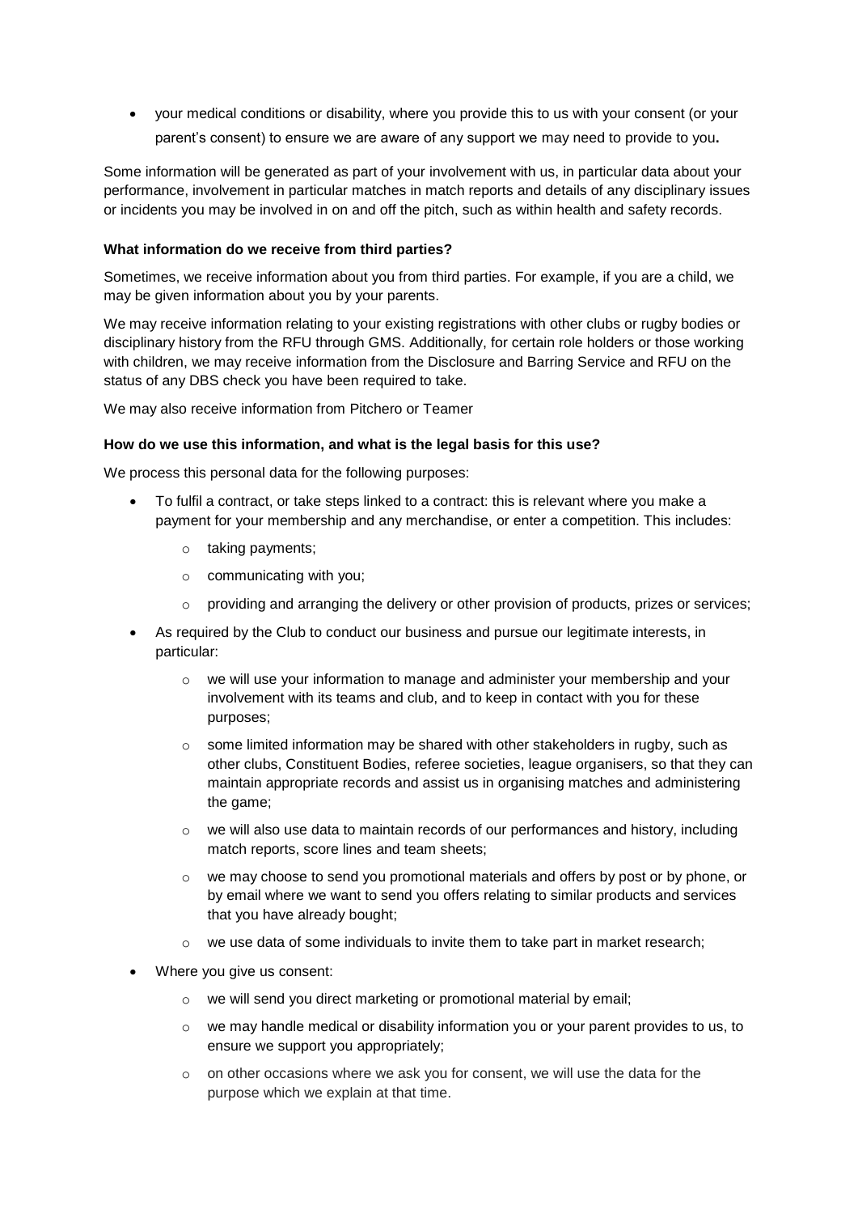- your medical conditions or disability, where you provide this to us with your consent (or your parent's consent) to ensure we are aware of any support we may need to provide to you**.**

Some information will be generated as part of your involvement with us, in particular data about your performance, involvement in particular matches in match reports and details of any disciplinary issues or incidents you may be involved in on and off the pitch, such as within health and safety records.

**What information do we receive from third parties?**

Sometimes, we receive information about you from third parties. For example, if you are a child, we may be given information about you by your parents.

We may receive information relating to your existing registrations with other clubs or rugby bodies or disciplinary history from the RFU through GMS. Additionally, for certain role holders or those working with children, we may receive information from the Disclosure and Barring Service and RFU on the status of any DBS check you have been required to take.

We may also receive information from Pitchero or Teamer

**How do we use this information, and what is the legal basis for this use?**

We process this personal data for the following purposes:

- To fulfil a contract, or take steps linked to a contract: this is relevant where you make a payment for your membership and any merchandise, or enter a competition. This includes:
    - taking payments;
    - communicating with you;
    - providing and arranging the delivery or other provision of products, prizes or services;
- As required by the Club to conduct our business and pursue our legitimate interests, in particular:
    - we will use your information to manage and administer your membership and your involvement with its teams and club, and to keep in contact with you for these purposes;
    - some limited information may be shared with other stakeholders in rugby, such as other clubs, Constituent Bodies, referee societies, league organisers, so that they can maintain appropriate records and assist us in organising matches and administering the game;
    - we will also use data to maintain records of our performances and history, including match reports, score lines and team sheets;
    - we may choose to send you promotional materials and offers by post or by phone, or by email where we want to send you offers relating to similar products and services that you have already bought;
    - we use data of some individuals to invite them to take part in market research;
- Where you give us consent:
    - we will send you direct marketing or promotional material by email;
    - we may handle medical or disability information you or your parent provides to us, to ensure we support you appropriately;
    - on other occasions where we ask you for consent, we will use the data for the purpose which we explain at that time.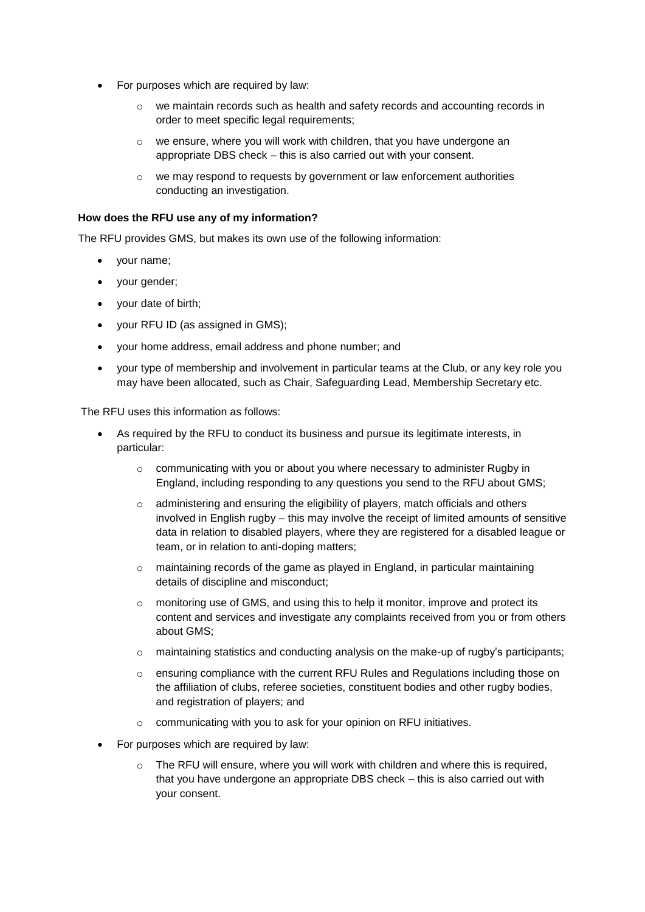- For purposes which are required by law:
  - we maintain records such as health and safety records and accounting records in order to meet specific legal requirements;
  - we ensure, where you will work with children, that you have undergone an appropriate DBS check – this is also carried out with your consent.
  - we may respond to requests by government or law enforcement authorities conducting an investigation.

**How does the RFU use any of my information?**

The RFU provides GMS, but makes its own use of the following information:

- your name;
- your gender;
- your date of birth;
- your RFU ID (as assigned in GMS);
- your home address, email address and phone number; and
- your type of membership and involvement in particular teams at the Club, or any key role you may have been allocated, such as Chair, Safeguarding Lead, Membership Secretary etc.

The RFU uses this information as follows:

- As required by the RFU to conduct its business and pursue its legitimate interests, in particular:
  - communicating with you or about you where necessary to administer Rugby in England, including responding to any questions you send to the RFU about GMS;
  - administering and ensuring the eligibility of players, match officials and others involved in English rugby – this may involve the receipt of limited amounts of sensitive data in relation to disabled players, where they are registered for a disabled league or team, or in relation to anti-doping matters;
  - maintaining records of the game as played in England, in particular maintaining details of discipline and misconduct;
  - monitoring use of GMS, and using this to help it monitor, improve and protect its content and services and investigate any complaints received from you or from others about GMS;
  - maintaining statistics and conducting analysis on the make-up of rugby's participants;
  - ensuring compliance with the current RFU Rules and Regulations including those on the affiliation of clubs, referee societies, constituent bodies and other rugby bodies, and registration of players; and
  - communicating with you to ask for your opinion on RFU initiatives.
- For purposes which are required by law:
  - The RFU will ensure, where you will work with children and where this is required, that you have undergone an appropriate DBS check – this is also carried out with your consent.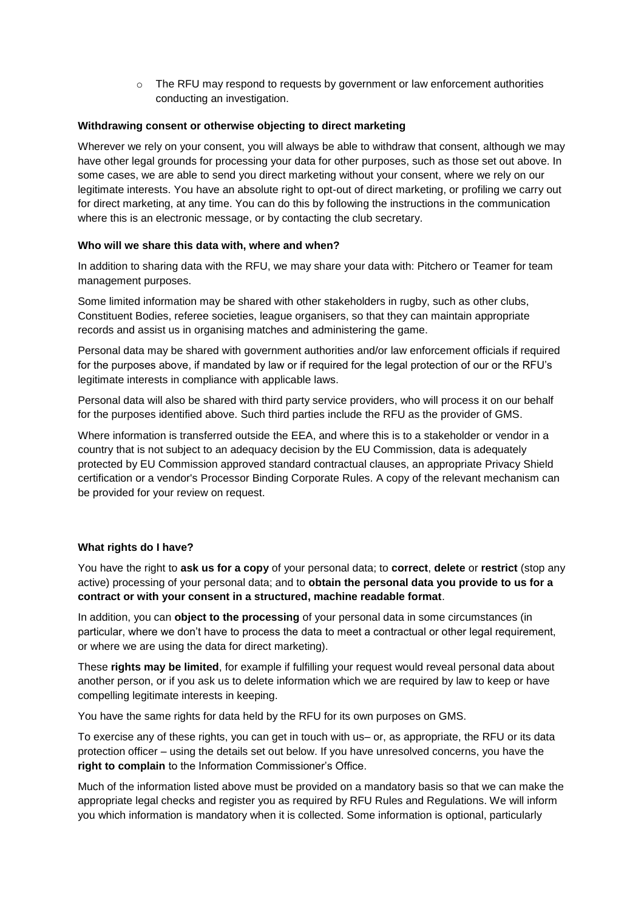- The RFU may respond to requests by government or law enforcement authorities conducting an investigation.

**Withdrawing consent or otherwise objecting to direct marketing**

Wherever we rely on your consent, you will always be able to withdraw that consent, although we may have other legal grounds for processing your data for other purposes, such as those set out above. In some cases, we are able to send you direct marketing without your consent, where we rely on our legitimate interests. You have an absolute right to opt-out of direct marketing, or profiling we carry out for direct marketing, at any time. You can do this by following the instructions in the communication where this is an electronic message, or by contacting the club secretary.

**Who will we share this data with, where and when?**

In addition to sharing data with the RFU, we may share your data with: Pitchero or Teamer for team management purposes.

Some limited information may be shared with other stakeholders in rugby, such as other clubs, Constituent Bodies, referee societies, league organisers, so that they can maintain appropriate records and assist us in organising matches and administering the game.

Personal data may be shared with government authorities and/or law enforcement officials if required for the purposes above, if mandated by law or if required for the legal protection of our or the RFU's legitimate interests in compliance with applicable laws.

Personal data will also be shared with third party service providers, who will process it on our behalf for the purposes identified above. Such third parties include the RFU as the provider of GMS.

Where information is transferred outside the EEA, and where this is to a stakeholder or vendor in a country that is not subject to an adequacy decision by the EU Commission, data is adequately protected by EU Commission approved standard contractual clauses, an appropriate Privacy Shield certification or a vendor's Processor Binding Corporate Rules. A copy of the relevant mechanism can be provided for your review on request.

**What rights do I have?**

You have the right to **ask us for a copy** of your personal data; to **correct**, **delete** or **restrict** (stop any active) processing of your personal data; and to **obtain the personal data you provide to us for a contract or with your consent in a structured, machine readable format**.

In addition, you can **object to the processing** of your personal data in some circumstances (in particular, where we don't have to process the data to meet a contractual or other legal requirement, or where we are using the data for direct marketing).

These **rights may be limited**, for example if fulfilling your request would reveal personal data about another person, or if you ask us to delete information which we are required by law to keep or have compelling legitimate interests in keeping.

You have the same rights for data held by the RFU for its own purposes on GMS.

To exercise any of these rights, you can get in touch with us– or, as appropriate, the RFU or its data protection officer – using the details set out below. If you have unresolved concerns, you have the **right to complain** to the Information Commissioner's Office.

Much of the information listed above must be provided on a mandatory basis so that we can make the appropriate legal checks and register you as required by RFU Rules and Regulations. We will inform you which information is mandatory when it is collected. Some information is optional, particularly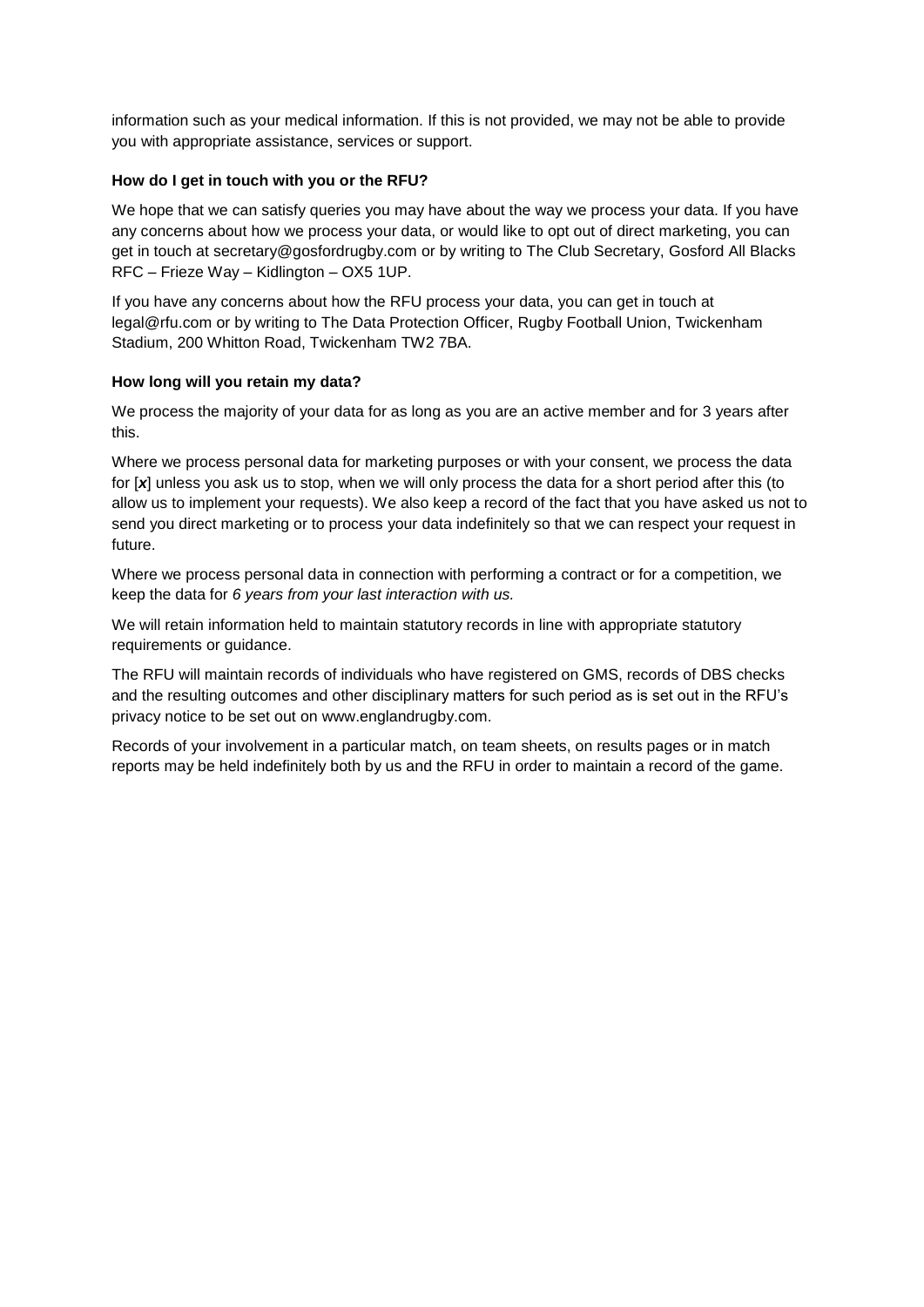information such as your medical information. If this is not provided, we may not be able to provide you with appropriate assistance, services or support.

**How do I get in touch with you or the RFU?**

We hope that we can satisfy queries you may have about the way we process your data. If you have any concerns about how we process your data, or would like to opt out of direct marketing, you can get in touch at secretary@gosfordrugby.com or by writing to The Club Secretary, Gosford All Blacks RFC – Frieze Way – Kidlington – OX5 1UP.

If you have any concerns about how the RFU process your data, you can get in touch at legal@rfu.com or by writing to The Data Protection Officer, Rugby Football Union, Twickenham Stadium, 200 Whitton Road, Twickenham TW2 7BA.

**How long will you retain my data?**

We process the majority of your data for as long as you are an active member and for 3 years after this.

Where we process personal data for marketing purposes or with your consent, we process the data for [***x***] unless you ask us to stop, when we will only process the data for a short period after this (to allow us to implement your requests). We also keep a record of the fact that you have asked us not to send you direct marketing or to process your data indefinitely so that we can respect your request in future.

Where we process personal data in connection with performing a contract or for a competition, we keep the data for *6 years from your last interaction with us.*

We will retain information held to maintain statutory records in line with appropriate statutory requirements or guidance.

The RFU will maintain records of individuals who have registered on GMS, records of DBS checks and the resulting outcomes and other disciplinary matters for such period as is set out in the RFU's privacy notice to be set out on www.englandrugby.com.

Records of your involvement in a particular match, on team sheets, on results pages or in match reports may be held indefinitely both by us and the RFU in order to maintain a record of the game.